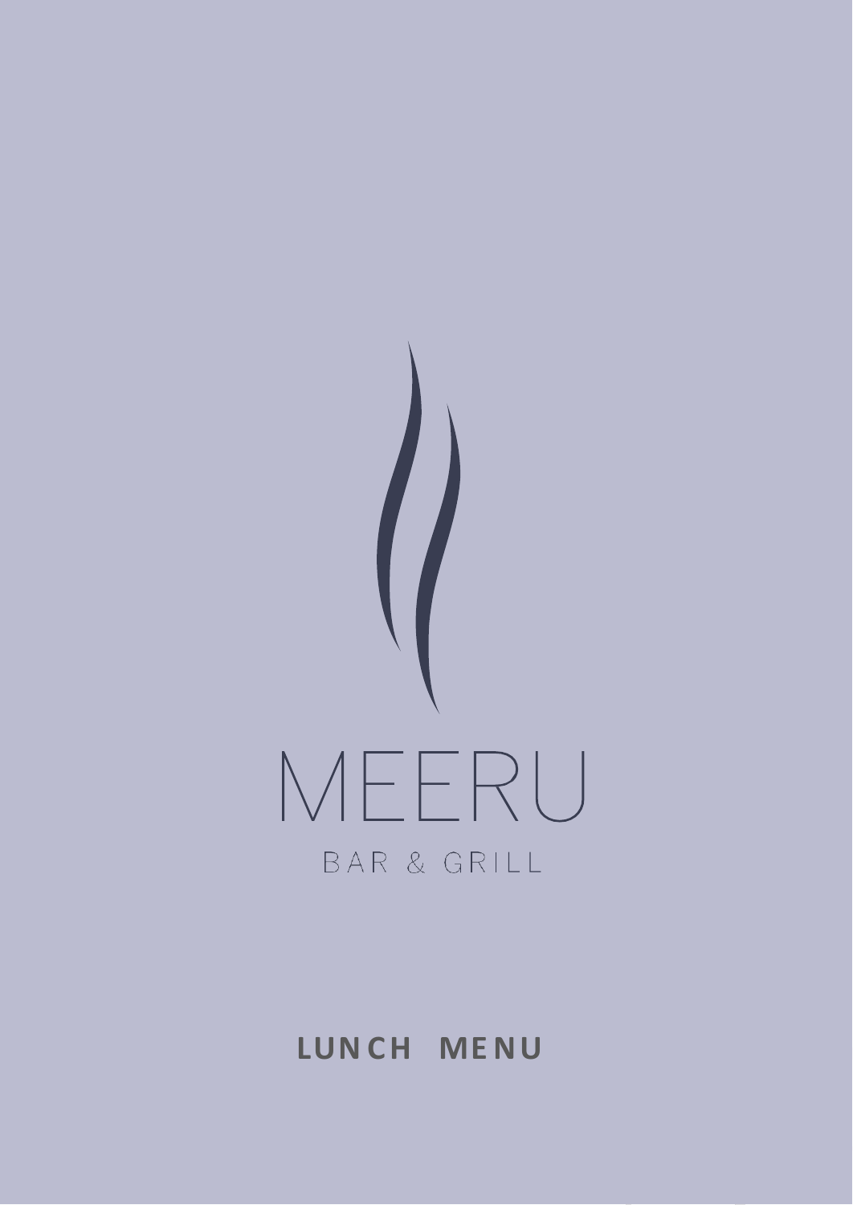# MEERU

BAR & GRILL

## LUNCH MENU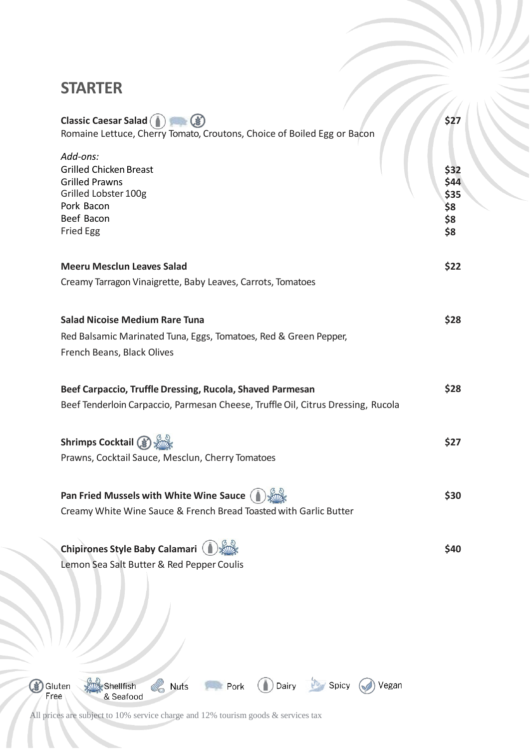## STARTER

**Classic Caesar Salad** (Dairy, Pork, Gluten Free) — **$27**
Romaine Lettuce, Cherry Tomato, Croutons, Choice of Boiled Egg or Bacon

*Add-ons:*

| | |
|---|---|
| Grilled Chicken Breast | $32 |
| Grilled Prawns | $44 |
| Grilled Lobster 100g | $35 |
| Pork Bacon | $8 |
| Beef Bacon | $8 |
| Fried Egg | $8 |

**Meeru Mesclun Leaves Salad** — **$22**
Creamy Tarragon Vinaigrette, Baby Leaves, Carrots, Tomatoes

**Salad Nicoise Medium Rare Tuna** — **$28**
Red Balsamic Marinated Tuna, Eggs, Tomatoes, Red & Green Pepper, French Beans, Black Olives

**Beef Carpaccio, Truffle Dressing, Rucola, Shaved Parmesan** — **$28**
Beef Tenderloin Carpaccio, Parmesan Cheese, Truffle Oil, Citrus Dressing, Rucola

**Shrimps Cocktail** (Gluten Free, Shellfish & Seafood) — **$27**
Prawns, Cocktail Sauce, Mesclun, Cherry Tomatoes

**Pan Fried Mussels with White Wine Sauce** (Dairy, Shellfish & Seafood) — **$30**
Creamy White Wine Sauce & French Bread Toasted with Garlic Butter

**Chipirones Style Baby Calamari** (Dairy, Shellfish & Seafood) — **$40**
Lemon Sea Salt Butter & Red Pepper Coulis

Gluten Free | Shellfish & Seafood | Nuts | Pork | Dairy | Spicy | Vegan

All prices are subject to 10% service charge and 12% tourism goods & services tax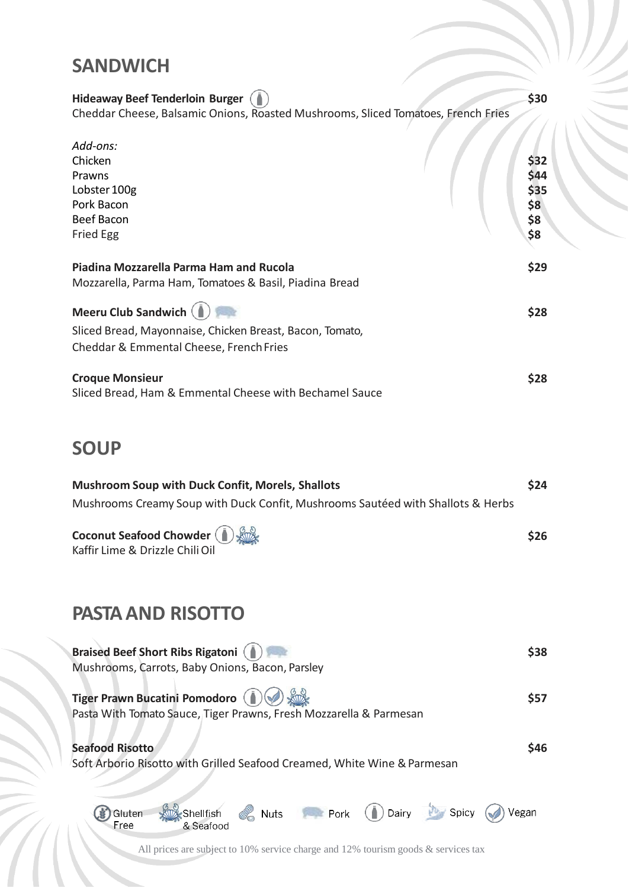## SANDWICH

**Hideaway Beef Tenderloin Burger** (Dairy) — **$30**
Cheddar Cheese, Balsamic Onions, Roasted Mushrooms, Sliced Tomatoes, French Fries

*Add-ons:*

| | |
|---|---|
| Chicken | $32 |
| Prawns | $44 |
| Lobster 100g | $35 |
| Pork Bacon | $8 |
| Beef Bacon | $8 |
| Fried Egg | $8 |

**Piadina Mozzarella Parma Ham and Rucola** — **$29**
Mozzarella, Parma Ham, Tomatoes & Basil, Piadina Bread

**Meeru Club Sandwich** (Dairy, Pork) — **$28**
Sliced Bread, Mayonnaise, Chicken Breast, Bacon, Tomato,
Cheddar & Emmental Cheese, French Fries

**Croque Monsieur** — **$28**
Sliced Bread, Ham & Emmental Cheese with Bechamel Sauce

## SOUP

**Mushroom Soup with Duck Confit, Morels, Shallots** — **$24**
Mushrooms Creamy Soup with Duck Confit, Mushrooms Sautéed with Shallots & Herbs

**Coconut Seafood Chowder** (Dairy, Shellfish & Seafood) — **$26**
Kaffir Lime & Drizzle Chili Oil

## PASTA AND RISOTTO

**Braised Beef Short Ribs Rigatoni** (Dairy, Pork) — **$38**
Mushrooms, Carrots, Baby Onions, Bacon, Parsley

**Tiger Prawn Bucatini Pomodoro** (Dairy, Vegan, Shellfish & Seafood) — **$57**
Pasta With Tomato Sauce, Tiger Prawns, Fresh Mozzarella & Parmesan

**Seafood Risotto** — **$46**
Soft Arborio Risotto with Grilled Seafood Creamed, White Wine & Parmesan

Gluten Free | Shellfish & Seafood | Nuts | Pork | Dairy | Spicy | Vegan

All prices are subject to 10% service charge and 12% tourism goods & services tax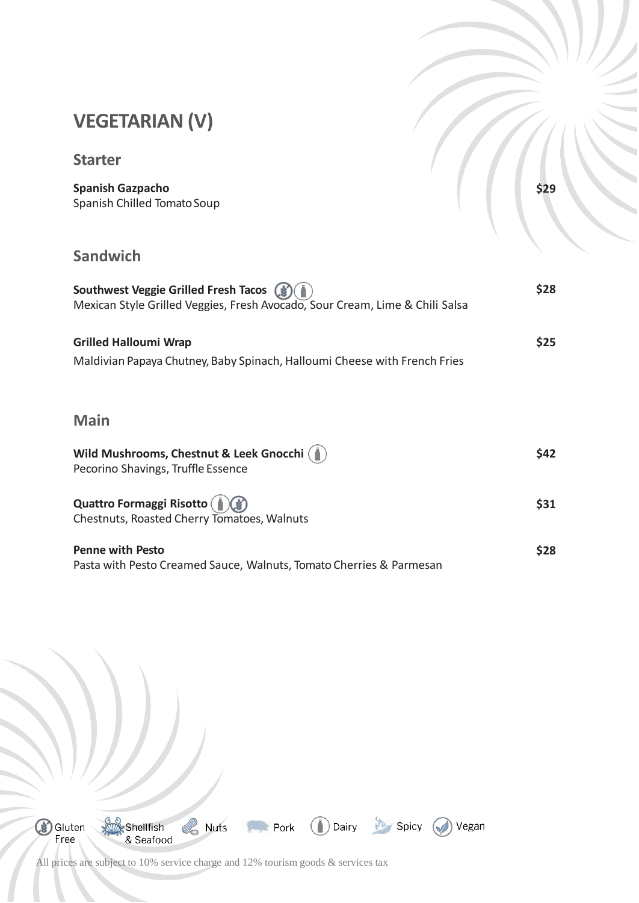# VEGETARIAN (V)

## Starter

**Spanish Gazpacho** **$29**
Spanish Chilled Tomato Soup

## Sandwich

**Southwest Veggie Grilled Fresh Tacos** (Gluten Free) (Dairy) **$28**
Mexican Style Grilled Veggies, Fresh Avocado, Sour Cream, Lime & Chili Salsa

**Grilled Halloumi Wrap** **$25**
Maldivian Papaya Chutney, Baby Spinach, Halloumi Cheese with French Fries

## Main

**Wild Mushrooms, Chestnut & Leek Gnocchi** (Dairy) **$42**
Pecorino Shavings, Truffle Essence

**Quattro Formaggi Risotto** (Dairy) (Gluten Free) **$31**
Chestnuts, Roasted Cherry Tomatoes, Walnuts

**Penne with Pesto** **$28**
Pasta with Pesto Creamed Sauce, Walnuts, Tomato Cherries & Parmesan

Gluten Free | Shellfish & Seafood | Nuts | Pork | Dairy | Spicy | Vegan

All prices are subject to 10% service charge and 12% tourism goods & services tax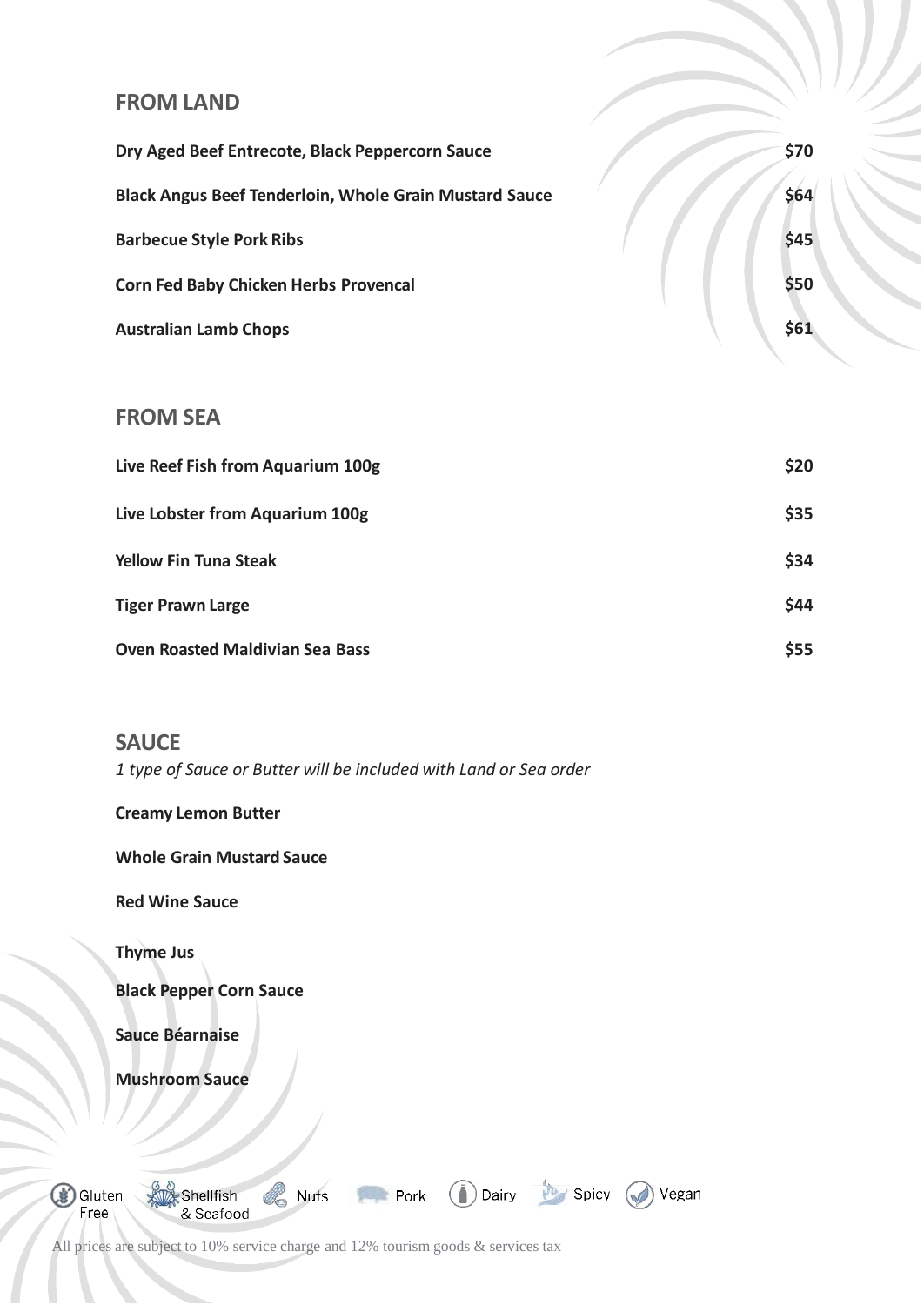## FROM LAND

| | |
|---|---|
| **Dry Aged Beef Entrecote, Black Peppercorn Sauce** | **$70** |
| **Black Angus Beef Tenderloin, Whole Grain Mustard Sauce** | **$64** |
| **Barbecue Style Pork Ribs** | **$45** |
| **Corn Fed Baby Chicken Herbs Provencal** | **$50** |
| **Australian Lamb Chops** | **$61** |

## FROM SEA

| | |
|---|---|
| **Live Reef Fish from Aquarium 100g** | **$20** |
| **Live Lobster from Aquarium 100g** | **$35** |
| **Yellow Fin Tuna Steak** | **$34** |
| **Tiger Prawn Large** | **$44** |
| **Oven Roasted Maldivian Sea Bass** | **$55** |

## SAUCE

*1 type of Sauce or Butter will be included with Land or Sea order*

**Creamy Lemon Butter**

**Whole Grain Mustard Sauce**

**Red Wine Sauce**

**Thyme Jus**

**Black Pepper Corn Sauce**

**Sauce Béarnaise**

**Mushroom Sauce**

Gluten Free | Shellfish & Seafood | Nuts | Pork | Dairy | Spicy | Vegan

All prices are subject to 10% service charge and 12% tourism goods & services tax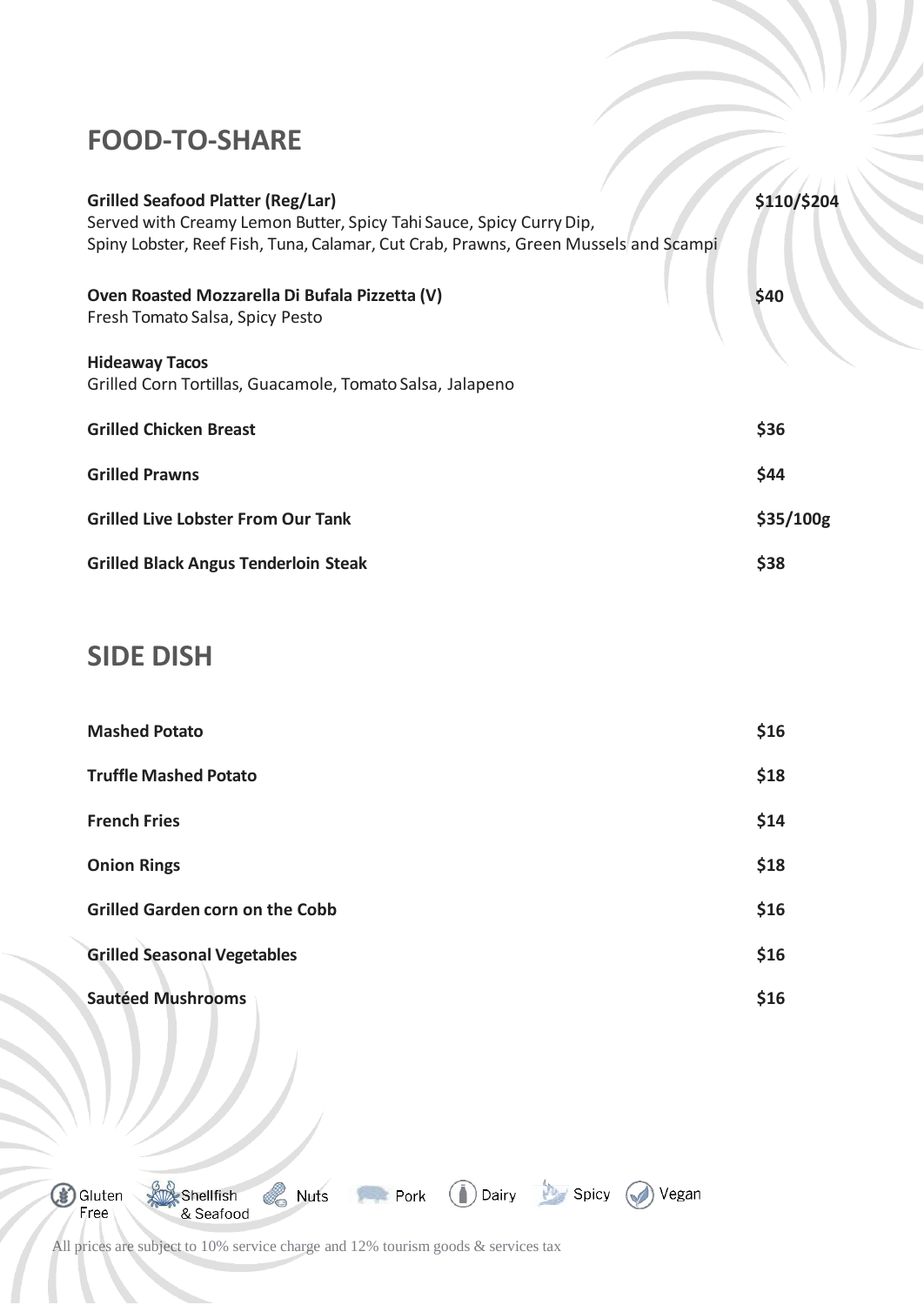## FOOD-TO-SHARE

**Grilled Seafood Platter (Reg/Lar)** — $110/$204
Served with Creamy Lemon Butter, Spicy Tahi Sauce, Spicy Curry Dip,
Spiny Lobster, Reef Fish, Tuna, Calamar, Cut Crab, Prawns, Green Mussels and Scampi

**Oven Roasted Mozzarella Di Bufala Pizzetta (V)** — $40
Fresh Tomato Salsa, Spicy Pesto

**Hideaway Tacos**
Grilled Corn Tortillas, Guacamole, Tomato Salsa, Jalapeno

**Grilled Chicken Breast** — $36

**Grilled Prawns** — $44

**Grilled Live Lobster From Our Tank** — $35/100g

**Grilled Black Angus Tenderloin Steak** — $38

## SIDE DISH

**Mashed Potato** — $16

**Truffle Mashed Potato** — $18

**French Fries** — $14

**Onion Rings** — $18

**Grilled Garden corn on the Cobb** — $16

**Grilled Seasonal Vegetables** — $16

**Sautéed Mushrooms** — $16

Gluten Free | Shellfish & Seafood | Nuts | Pork | Dairy | Spicy | Vegan

All prices are subject to 10% service charge and 12% tourism goods & services tax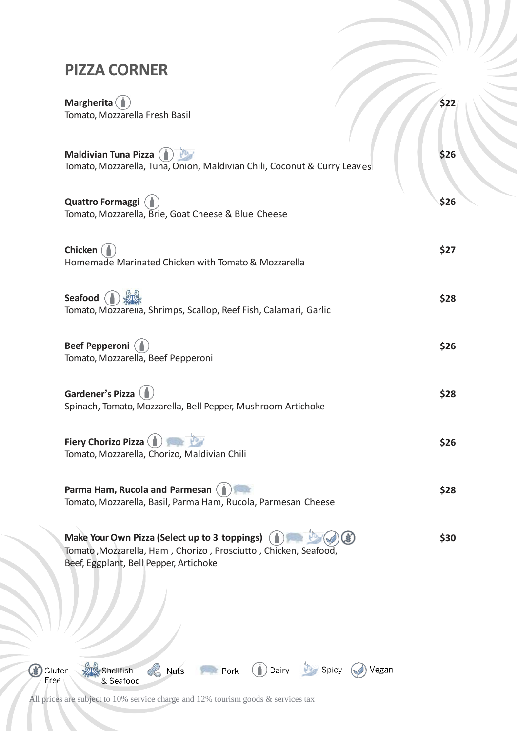## PIZZA CORNER

**Margherita** — $22
Tomato, Mozzarella Fresh Basil

**Maldivian Tuna Pizza** — $26
Tomato, Mozzarella, Tuna, Onion, Maldivian Chili, Coconut & Curry Leaves

**Quattro Formaggi** — $26
Tomato, Mozzarella, Brie, Goat Cheese & Blue Cheese

**Chicken** — $27
Homemade Marinated Chicken with Tomato & Mozzarella

**Seafood** — $28
Tomato, Mozzarella, Shrimps, Scallop, Reef Fish, Calamari, Garlic

**Beef Pepperoni** — $26
Tomato, Mozzarella, Beef Pepperoni

**Gardener's Pizza** — $28
Spinach, Tomato, Mozzarella, Bell Pepper, Mushroom Artichoke

**Fiery Chorizo Pizza** — $26
Tomato, Mozzarella, Chorizo, Maldivian Chili

**Parma Ham, Rucola and Parmesan** — $28
Tomato, Mozzarella, Basil, Parma Ham, Rucola, Parmesan Cheese

**Make Your Own Pizza (Select up to 3 toppings)** — $30
Tomato ,Mozzarella, Ham , Chorizo , Prosciutto , Chicken, Seafood, Beef, Eggplant, Bell Pepper, Artichoke

Gluten Free | Shellfish & Seafood | Nuts | Pork | Dairy | Spicy | Vegan

All prices are subject to 10% service charge and 12% tourism goods & services tax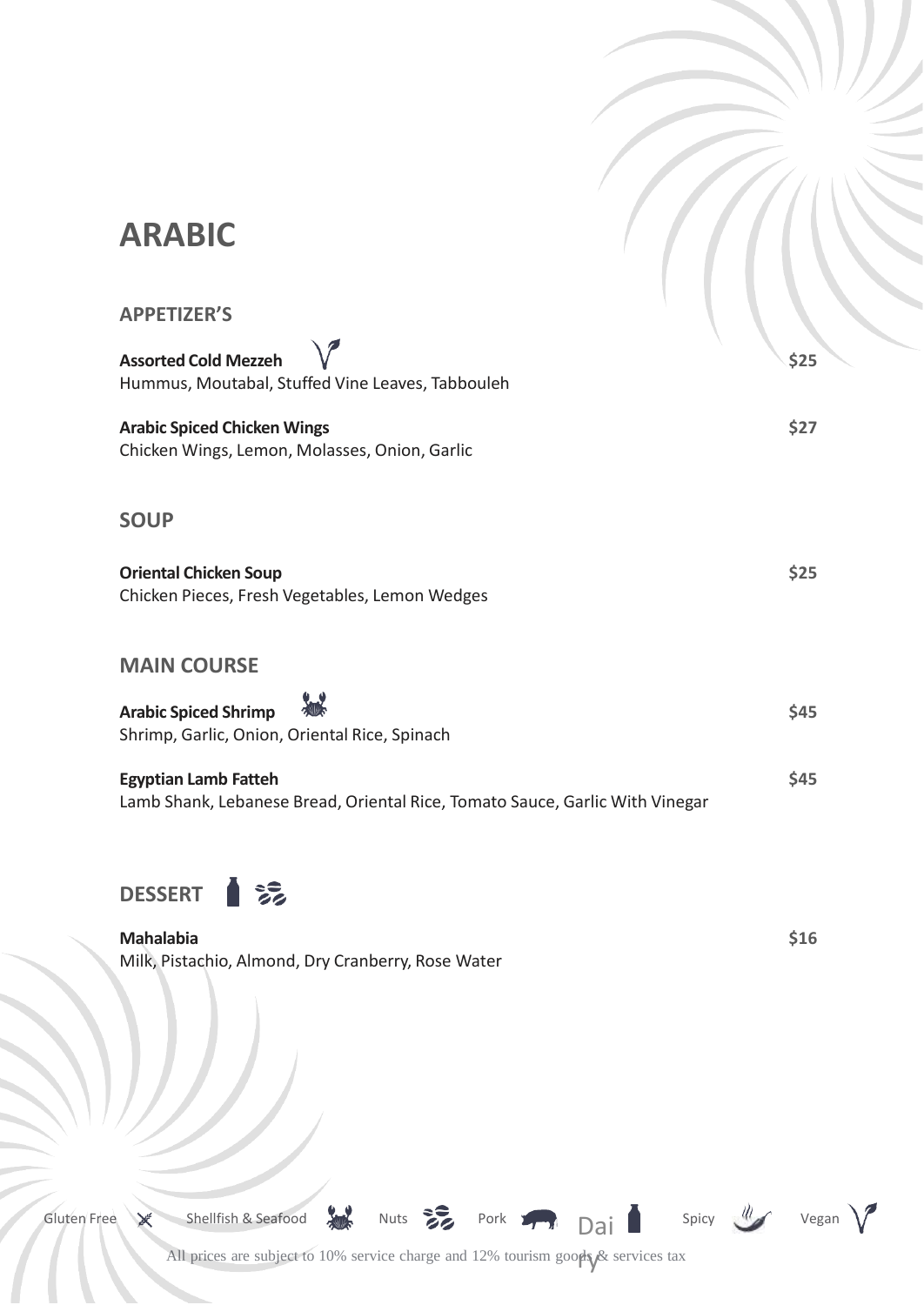# ARABIC

## APPETIZER'S

**Assorted Cold Mezzeh** (Vegan) **$25**
Hummus, Moutabal, Stuffed Vine Leaves, Tabbouleh

**Arabic Spiced Chicken Wings** **$27**
Chicken Wings, Lemon, Molasses, Onion, Garlic

## SOUP

**Oriental Chicken Soup** **$25**
Chicken Pieces, Fresh Vegetables, Lemon Wedges

## MAIN COURSE

**Arabic Spiced Shrimp** (Shellfish & Seafood) **$45**
Shrimp, Garlic, Onion, Oriental Rice, Spinach

**Egyptian Lamb Fatteh** **$45**
Lamb Shank, Lebanese Bread, Oriental Rice, Tomato Sauce, Garlic With Vinegar

## DESSERT (Dairy) (Nuts)

**Mahalabia** **$16**
Milk, Pistachio, Almond, Dry Cranberry, Rose Water

Gluten Free | Shellfish & Seafood | Nuts | Pork | Dairy | Spicy | Vegan

All prices are subject to 10% service charge and 12% tourism goods & services tax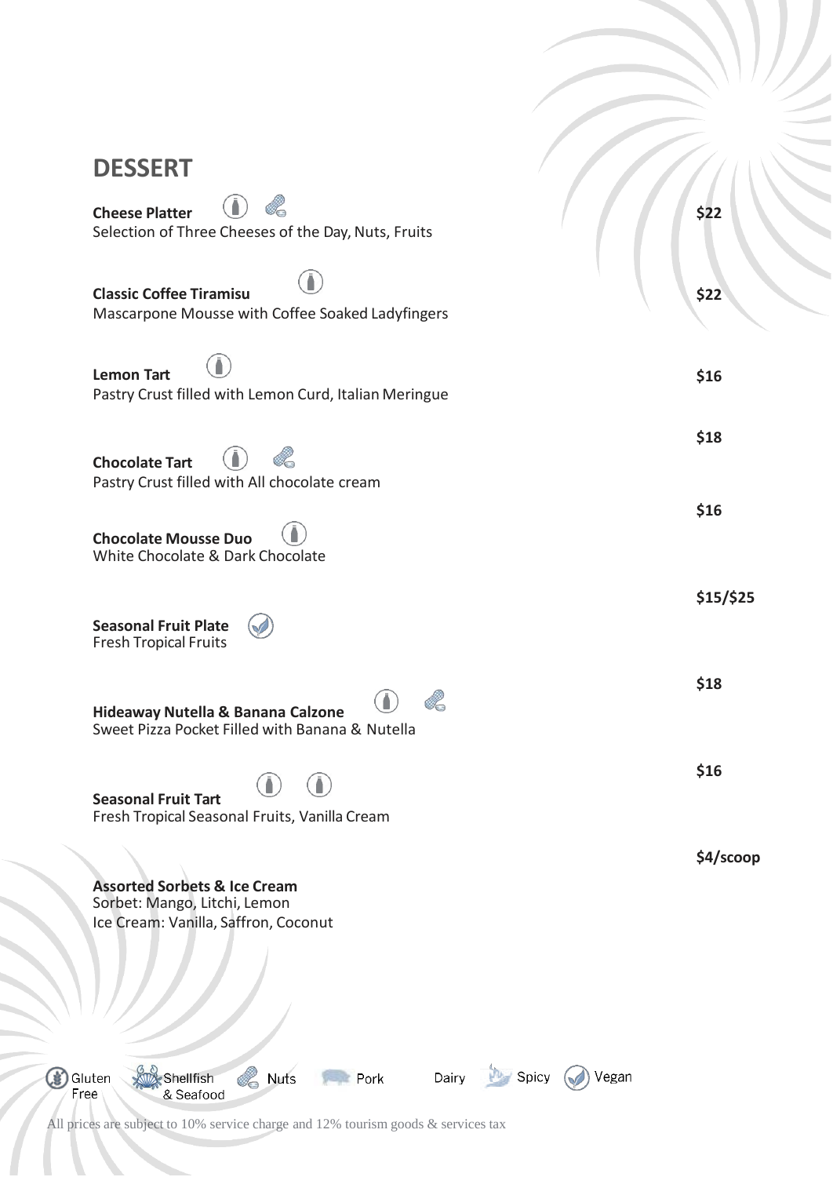# DESSERT

**Cheese Platter** — **$22**
Selection of Three Cheeses of the Day, Nuts, Fruits

**Classic Coffee Tiramisu** — **$22**
Mascarpone Mousse with Coffee Soaked Ladyfingers

**Lemon Tart** — **$16**
Pastry Crust filled with Lemon Curd, Italian Meringue

**Chocolate Tart** — **$18**
Pastry Crust filled with All chocolate cream

**Chocolate Mousse Duo** — **$16**
White Chocolate & Dark Chocolate

**Seasonal Fruit Plate** — **$15/$25**
Fresh Tropical Fruits

**Hideaway Nutella & Banana Calzone** — **$18**
Sweet Pizza Pocket Filled with Banana & Nutella

**Seasonal Fruit Tart** — **$16**
Fresh Tropical Seasonal Fruits, Vanilla Cream

**Assorted Sorbets & Ice Cream** — **$4/scoop**
Sorbet: Mango, Litchi, Lemon
Ice Cream: Vanilla, Saffron, Coconut

Gluten Free | Shellfish & Seafood | Nuts | Pork | Dairy | Spicy | Vegan

All prices are subject to 10% service charge and 12% tourism goods & services tax